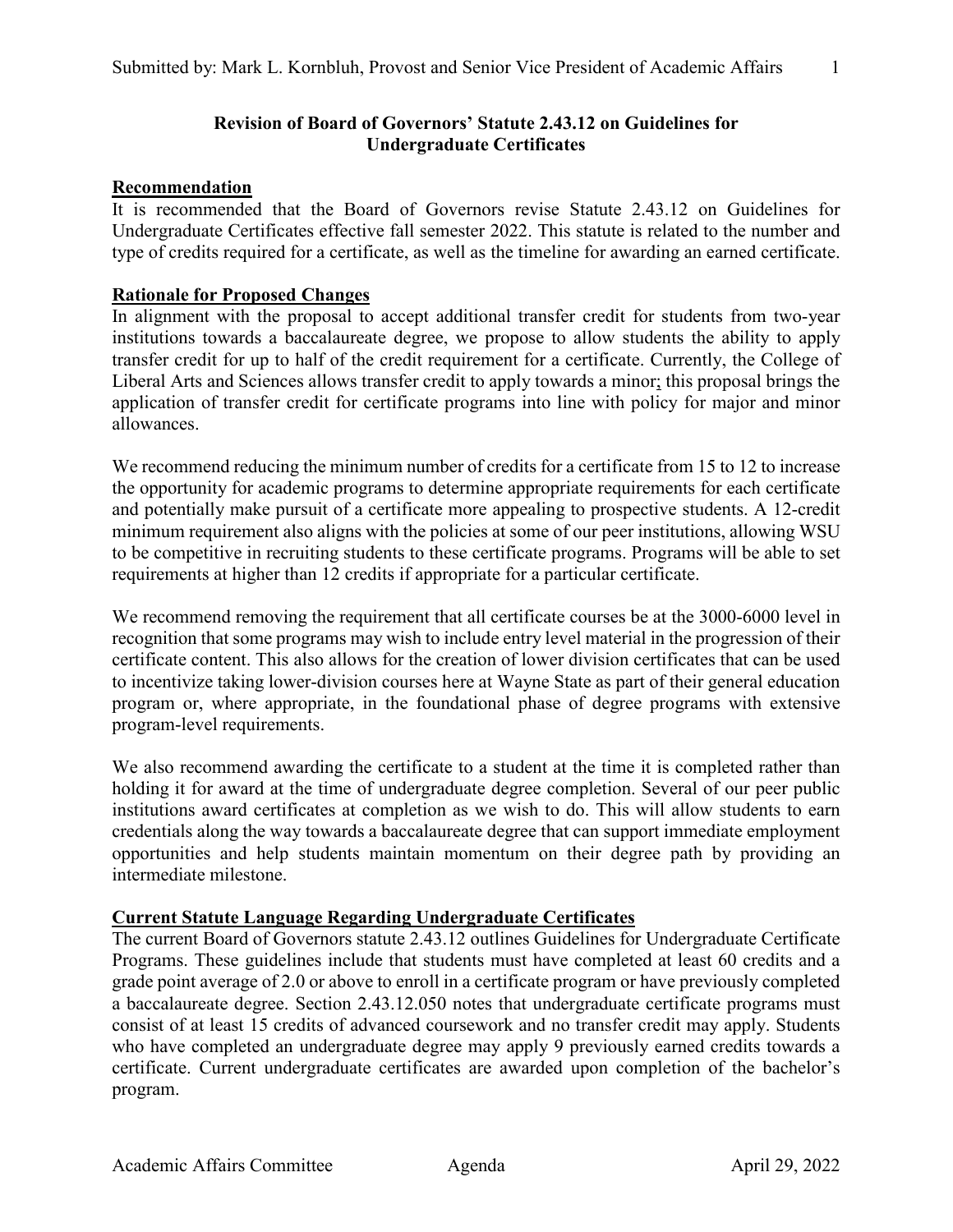Submitted by: Mark L. Kornbluh, Provost and Senior Vice President of Academic Affairs

# Revision of Board of Governors' Statute 2.43.12 on Guidelines for Undergraduate Certificates

## Recommendation

It is recommended that the Board of Governors revise Statute 2.43.12 on Guidelines for Undergraduate Certificates effective fall semester 2022. This statute is related to the number and type of credits required for a certificate, as well as the timeline for awarding an earned certificate.

## Rationale for Proposed Changes

In alignment with the proposal to accept additional transfer credit for students from two-year institutions towards a baccalaureate degree, we propose to allow students the ability to apply transfer credit for up to half of the credit requirement for a certificate. Currently, the College of Liberal Arts and Sciences allows transfer credit to apply towards a minor; this proposal brings the application of transfer credit for certificate programs into line with policy for major and minor allowances.

We recommend reducing the minimum number of credits for a certificate from 15 to 12 to increase the opportunity for academic programs to determine appropriate requirements for each certificate and potentially make pursuit of a certificate more appealing to prospective students. A 12-credit minimum requirement also aligns with the policies at some of our peer institutions, allowing WSU to be competitive in recruiting students to these certificate programs. Programs will be able to set requirements at higher than 12 credits if appropriate for a particular certificate.

We recommend removing the requirement that all certificate courses be at the 3000-6000 level in recognition that some programs may wish to include entry level material in the progression of their certificate content. This also allows for the creation of lower division certificates that can be used to incentivize taking lower-division courses here at Wayne State as part of their general education program or, where appropriate, in the foundational phase of degree programs with extensive program-level requirements.

We also recommend awarding the certificate to a student at the time it is completed rather than holding it for award at the time of undergraduate degree completion. Several of our peer public institutions award certificates at completion as we wish to do. This will allow students to earn credentials along the way towards a baccalaureate degree that can support immediate employment opportunities and help students maintain momentum on their degree path by providing an intermediate milestone.

## Current Statute Language Regarding Undergraduate Certificates

The current Board of Governors statute 2.43.12 outlines Guidelines for Undergraduate Certificate Programs. These guidelines include that students must have completed at least 60 credits and a grade point average of 2.0 or above to enroll in a certificate program or have previously completed a baccalaureate degree. Section 2.43.12.050 notes that undergraduate certificate programs must consist of at least 15 credits of advanced coursework and no transfer credit may apply. Students who have completed an undergraduate degree may apply 9 previously earned credits towards a certificate. Current undergraduate certificates are awarded upon completion of the bachelor's program.

Academic Affairs Committee Agenda April 29, 2022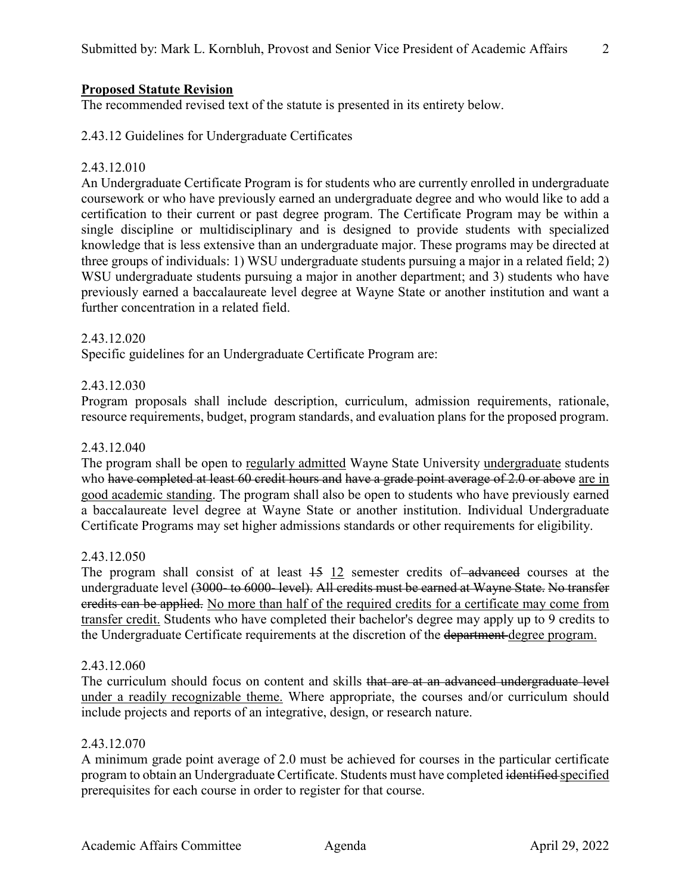**<u>Proposed Statute Revision</u>**

The recommended revised text of the statute is presented in its entirety below.

2.43.12 Guidelines for Undergraduate Certificates

2.43.12.010

An Undergraduate Certificate Program is for students who are currently enrolled in undergraduate coursework or who have previously earned an undergraduate degree and who would like to add a certification to their current or past degree program. The Certificate Program may be within a single discipline or multidisciplinary and is designed to provide students with specialized knowledge that is less extensive than an undergraduate major. These programs may be directed at three groups of individuals: 1) WSU undergraduate students pursuing a major in a related field; 2) WSU undergraduate students pursuing a major in another department; and 3) students who have previously earned a baccalaureate level degree at Wayne State or another institution and want a further concentration in a related field.

2.43.12.020

Specific guidelines for an Undergraduate Certificate Program are:

2.43.12.030

Program proposals shall include description, curriculum, admission requirements, rationale, resource requirements, budget, program standards, and evaluation plans for the proposed program.

2.43.12.040

The program shall be open to <u>regularly admitted</u> Wayne State University <u>undergraduate</u> students who ~~have completed at least 60 credit hours and~~ ~~have a grade point average of 2.0 or above~~ <u>are in good academic standing</u>. The program shall also be open to students who have previously earned a baccalaureate level degree at Wayne State or another institution. Individual Undergraduate Certificate Programs may set higher admissions standards or other requirements for eligibility.

2.43.12.050

The program shall consist of at least ~~15~~ <u>12</u> semester credits of ~~advanced~~ courses at the undergraduate level ~~(3000- to 6000- level).~~ ~~All credits must be earned at Wayne State.~~ ~~No transfer credits can be applied.~~ <u>No more than half of the required credits for a certificate may come from transfer credit.</u> Students who have completed their bachelor's degree may apply up to 9 credits to the Undergraduate Certificate requirements at the discretion of the ~~department~~ <u>degree program.</u>

2.43.12.060

The curriculum should focus on content and skills ~~that are at an advanced undergraduate level~~ <u>under a readily recognizable theme.</u> Where appropriate, the courses and/or curriculum should include projects and reports of an integrative, design, or research nature.

2.43.12.070

A minimum grade point average of 2.0 must be achieved for courses in the particular certificate program to obtain an Undergraduate Certificate. Students must have completed ~~identified~~ <u>specified</u> prerequisites for each course in order to register for that course.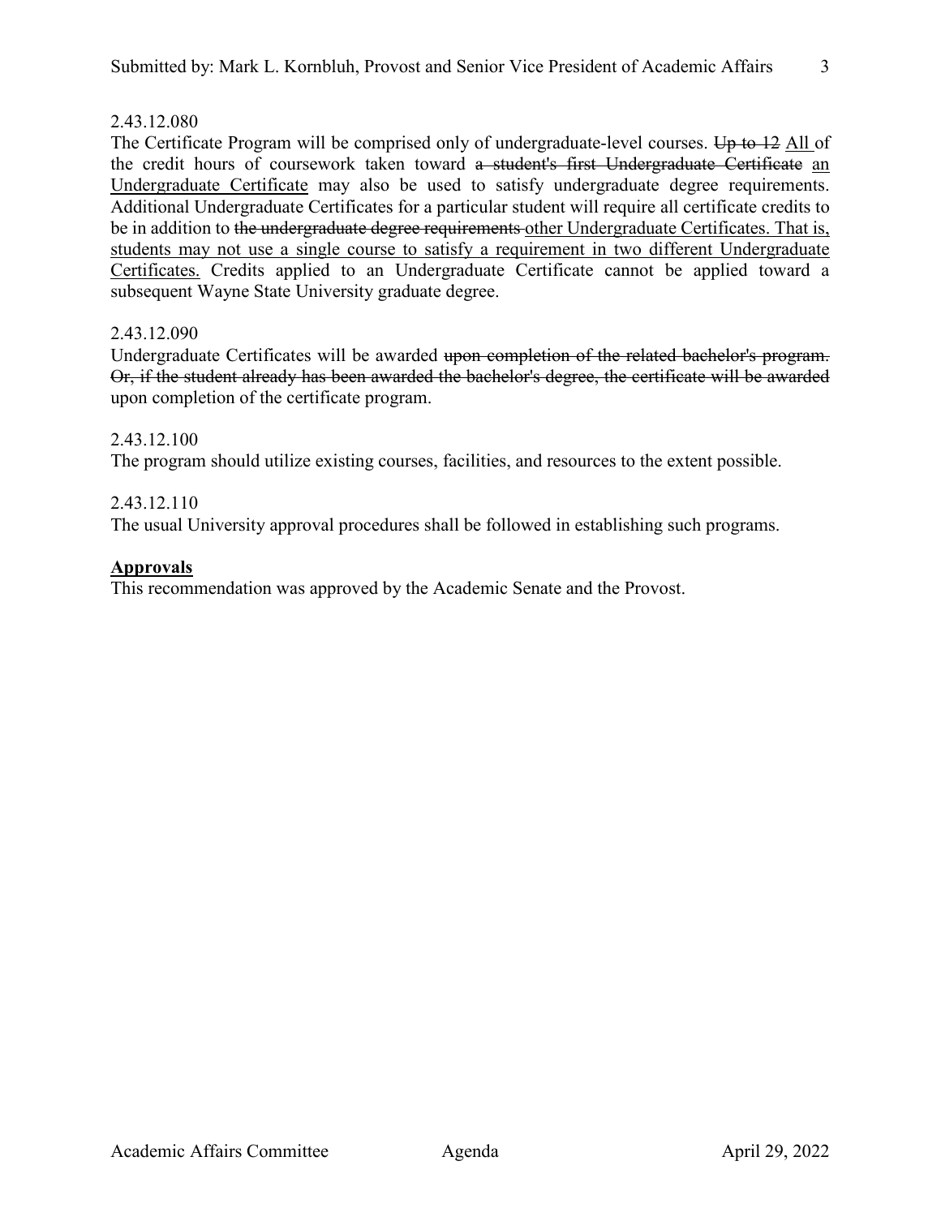2.43.12.080

The Certificate Program will be comprised only of undergraduate-level courses. ~~Up to 12~~ <u>All</u> of the credit hours of coursework taken toward ~~a student's first Undergraduate Certificate~~ <u>an Undergraduate Certificate</u> may also be used to satisfy undergraduate degree requirements. Additional Undergraduate Certificates for a particular student will require all certificate credits to be in addition to ~~the undergraduate degree requirements~~ <u>other Undergraduate Certificates. That is, students may not use a single course to satisfy a requirement in two different Undergraduate Certificates.</u> Credits applied to an Undergraduate Certificate cannot be applied toward a subsequent Wayne State University graduate degree.

2.43.12.090

Undergraduate Certificates will be awarded ~~upon completion of the related bachelor's program. Or, if the student already has been awarded the bachelor's degree, the certificate will be awarded~~ upon completion of the certificate program.

2.43.12.100

The program should utilize existing courses, facilities, and resources to the extent possible.

2.43.12.110

The usual University approval procedures shall be followed in establishing such programs.

**<u>Approvals</u>**

This recommendation was approved by the Academic Senate and the Provost.